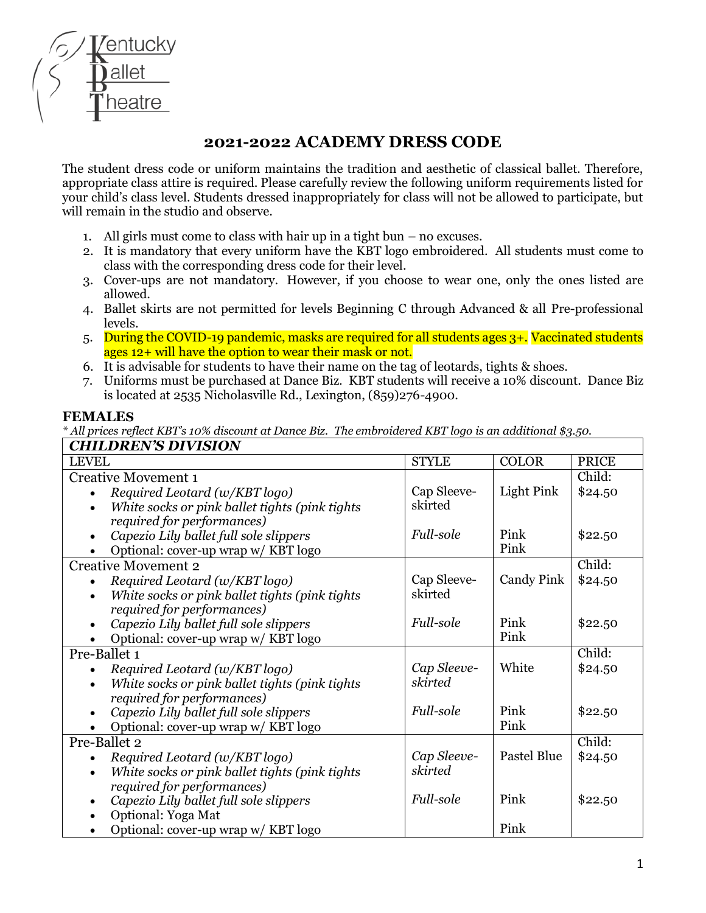Kentucky Ballet Theatre

# 2021-2022 ACADEMY DRESS CODE

The student dress code or uniform maintains the tradition and aesthetic of classical ballet. Therefore, appropriate class attire is required. Please carefully review the following uniform requirements listed for your child's class level. Students dressed inappropriately for class will not be allowed to participate, but will remain in the studio and observe.

1. All girls must come to class with hair up in a tight bun – no excuses.
2. It is mandatory that every uniform have the KBT logo embroidered. All students must come to class with the corresponding dress code for their level.
3. Cover-ups are not mandatory. However, if you choose to wear one, only the ones listed are allowed.
4. Ballet skirts are not permitted for levels Beginning C through Advanced & all Pre-professional levels.
5. During the COVID-19 pandemic, masks are required for all students ages 3+. Vaccinated students ages 12+ will have the option to wear their mask or not.
6. It is advisable for students to have their name on the tag of leotards, tights & shoes.
7. Uniforms must be purchased at Dance Biz. KBT students will receive a 10% discount. Dance Biz is located at 2535 Nicholasville Rd., Lexington, (859)276-4900.

## FEMALES

*\* All prices reflect KBT's 10% discount at Dance Biz. The embroidered KBT logo is an additional $3.50.*

| ***CHILDREN'S DIVISION*** | | | |
|---|---|---|---|
| LEVEL | STYLE | COLOR | PRICE |
| Creative Movement 1 | | | Child: |
| • *Required Leotard (w/KBT logo)* | Cap Sleeve-skirted | Light Pink | $24.50 |
| • *White socks or pink ballet tights (pink tights required for performances)* | | | |
| • *Capezio Lily ballet full sole slippers* | *Full-sole* | Pink | $22.50 |
| • Optional: cover-up wrap w/ KBT logo | | Pink | |
| Creative Movement 2 | | | Child: |
| • *Required Leotard (w/KBT logo)* | Cap Sleeve-skirted | Candy Pink | $24.50 |
| • *White socks or pink ballet tights (pink tights required for performances)* | | | |
| • *Capezio Lily ballet full sole slippers* | *Full-sole* | Pink | $22.50 |
| • Optional: cover-up wrap w/ KBT logo | | Pink | |
| Pre-Ballet 1 | | | Child: |
| • *Required Leotard (w/KBT logo)* | *Cap Sleeve-skirted* | White | $24.50 |
| • *White socks or pink ballet tights (pink tights required for performances)* | | | |
| • *Capezio Lily ballet full sole slippers* | *Full-sole* | Pink | $22.50 |
| • Optional: cover-up wrap w/ KBT logo | | Pink | |
| Pre-Ballet 2 | | | Child: |
| • *Required Leotard (w/KBT logo)* | *Cap Sleeve-skirted* | Pastel Blue | $24.50 |
| • *White socks or pink ballet tights (pink tights required for performances)* | | | |
| • *Capezio Lily ballet full sole slippers* | *Full-sole* | Pink | $22.50 |
| • Optional: Yoga Mat | | | |
| • Optional: cover-up wrap w/ KBT logo | | Pink | |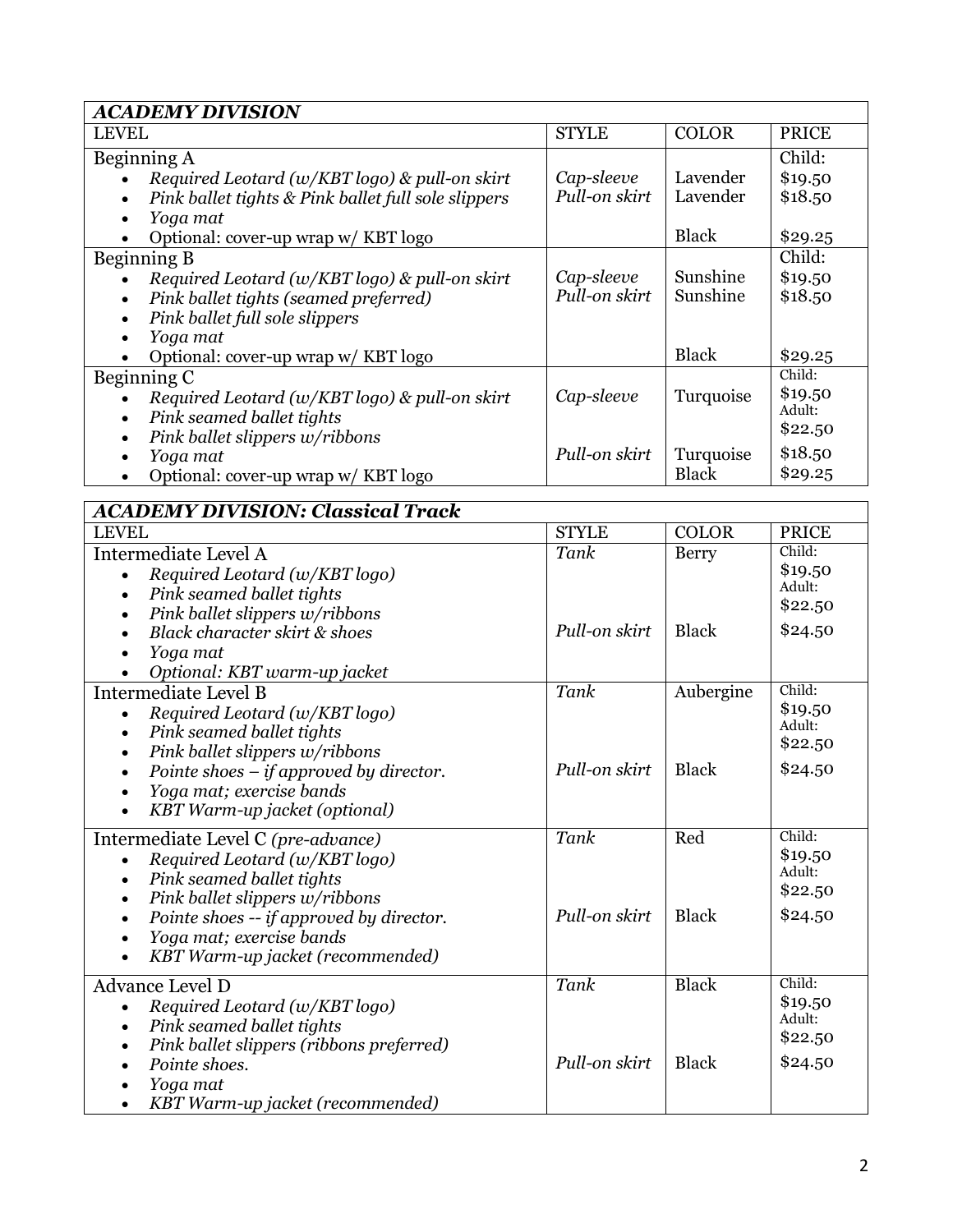| *ACADEMY DIVISION* | | | |
|---|---|---|---|
| LEVEL | STYLE | COLOR | PRICE |
| Beginning A<br>• *Required Leotard (w/KBT logo) & pull-on skirt*<br>• *Pink ballet tights & Pink ballet full sole slippers*<br>• *Yoga mat*<br>• Optional: cover-up wrap w/ KBT logo | *Cap-sleeve*<br>*Pull-on skirt* | Lavender<br>Lavender<br><br>Black | Child:<br>$19.50<br>$18.50<br><br>$29.25 |
| Beginning B<br>• *Required Leotard (w/KBT logo) & pull-on skirt*<br>• *Pink ballet tights (seamed preferred)*<br>• *Pink ballet full sole slippers*<br>• *Yoga mat*<br>• Optional: cover-up wrap w/ KBT logo | *Cap-sleeve*<br>*Pull-on skirt* | Sunshine<br>Sunshine<br><br>Black | Child:<br>$19.50<br>$18.50<br><br>$29.25 |
| Beginning C<br>• *Required Leotard (w/KBT logo) & pull-on skirt*<br>• *Pink seamed ballet tights*<br>• *Pink ballet slippers w/ribbons*<br>• *Yoga mat*<br>• Optional: cover-up wrap w/ KBT logo | *Cap-sleeve*<br><br>*Pull-on skirt* | Turquoise<br><br>Turquoise<br>Black | Child:<br>$19.50<br>Adult:<br>$22.50<br>$18.50<br>$29.25 |

| *ACADEMY DIVISION: Classical Track* | | | |
|---|---|---|---|
| LEVEL | STYLE | COLOR | PRICE |
| Intermediate Level A<br>• *Required Leotard (w/KBT logo)*<br>• *Pink seamed ballet tights*<br>• *Pink ballet slippers w/ribbons*<br>• *Black character skirt & shoes*<br>• *Yoga mat*<br>• *Optional: KBT warm-up jacket* | *Tank*<br><br>*Pull-on skirt* | Berry<br><br>Black | Child:<br>$19.50<br>Adult:<br>$22.50<br>$24.50 |
| Intermediate Level B<br>• *Required Leotard (w/KBT logo)*<br>• *Pink seamed ballet tights*<br>• *Pink ballet slippers w/ribbons*<br>• *Pointe shoes – if approved by director.*<br>• *Yoga mat; exercise bands*<br>• *KBT Warm-up jacket (optional)* | *Tank*<br><br>*Pull-on skirt* | Aubergine<br><br>Black | Child:<br>$19.50<br>Adult:<br>$22.50<br>$24.50 |
| Intermediate Level C *(pre-advance)*<br>• *Required Leotard (w/KBT logo)*<br>• *Pink seamed ballet tights*<br>• *Pink ballet slippers w/ribbons*<br>• *Pointe shoes -- if approved by director.*<br>• *Yoga mat; exercise bands*<br>• *KBT Warm-up jacket (recommended)* | *Tank*<br><br>*Pull-on skirt* | Red<br><br>Black | Child:<br>$19.50<br>Adult:<br>$22.50<br>$24.50 |
| Advance Level D<br>• *Required Leotard (w/KBT logo)*<br>• *Pink seamed ballet tights*<br>• *Pink ballet slippers (ribbons preferred)*<br>• *Pointe shoes.*<br>• *Yoga mat*<br>• *KBT Warm-up jacket (recommended)* | *Tank*<br><br>*Pull-on skirt* | Black<br><br>Black | Child:<br>$19.50<br>Adult:<br>$22.50<br>$24.50 |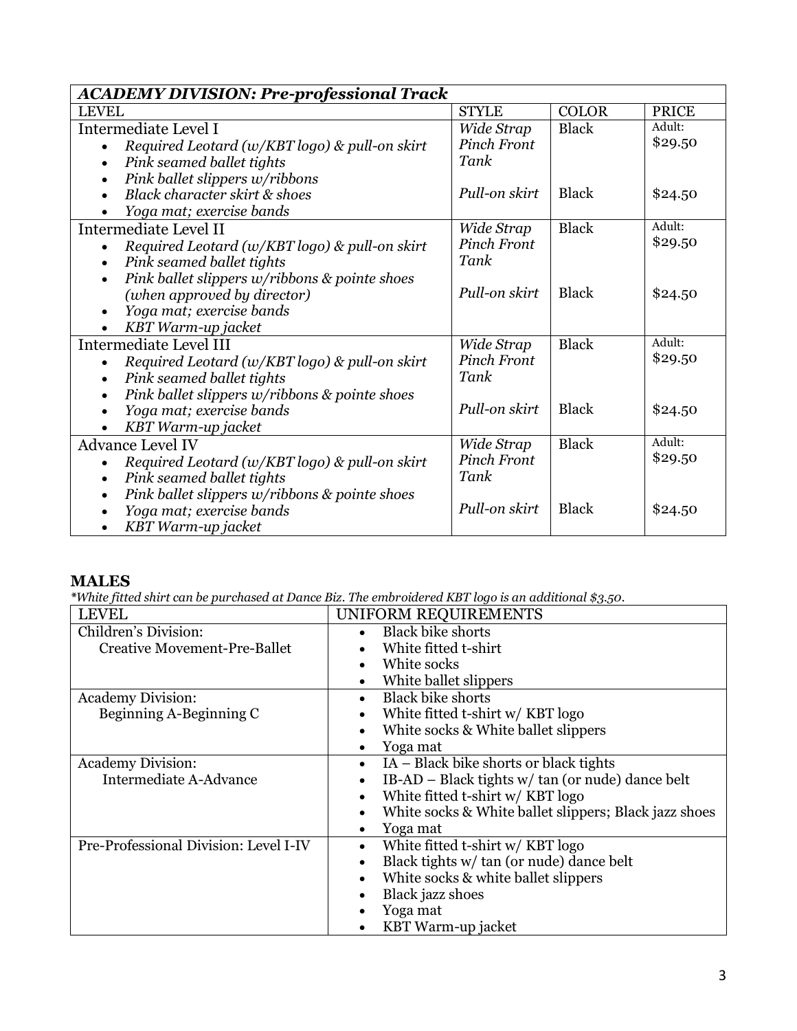| ***ACADEMY DIVISION: Pre-professional Track*** | | | |
|---|---|---|---|
| LEVEL | STYLE | COLOR | PRICE |
| Intermediate Level I<br>• *Required Leotard (w/KBT logo) & pull-on skirt*<br>• *Pink seamed ballet tights*<br>• *Pink ballet slippers w/ribbons*<br>• *Black character skirt & shoes*<br>• *Yoga mat; exercise bands* | *Wide Strap Pinch Front Tank*<br><br>*Pull-on skirt* | Black<br><br>Black | Adult: $29.50<br><br>$24.50 |
| Intermediate Level II<br>• *Required Leotard (w/KBT logo) & pull-on skirt*<br>• *Pink seamed ballet tights*<br>• *Pink ballet slippers w/ribbons & pointe shoes (when approved by director)*<br>• *Yoga mat; exercise bands*<br>• *KBT Warm-up jacket* | *Wide Strap Pinch Front Tank*<br><br>*Pull-on skirt* | Black<br><br>Black | Adult: $29.50<br><br>$24.50 |
| Intermediate Level III<br>• *Required Leotard (w/KBT logo) & pull-on skirt*<br>• *Pink seamed ballet tights*<br>• *Pink ballet slippers w/ribbons & pointe shoes*<br>• *Yoga mat; exercise bands*<br>• *KBT Warm-up jacket* | *Wide Strap Pinch Front Tank*<br><br>*Pull-on skirt* | Black<br><br>Black | Adult: $29.50<br><br>$24.50 |
| Advance Level IV<br>• *Required Leotard (w/KBT logo) & pull-on skirt*<br>• *Pink seamed ballet tights*<br>• *Pink ballet slippers w/ribbons & pointe shoes*<br>• *Yoga mat; exercise bands*<br>• *KBT Warm-up jacket* | *Wide Strap Pinch Front Tank*<br><br>*Pull-on skirt* | Black<br><br>Black | Adult: $29.50<br><br>$24.50 |

## MALES

*\*White fitted shirt can be purchased at Dance Biz. The embroidered KBT logo is an additional $3.50.*

| LEVEL | UNIFORM REQUIREMENTS |
|---|---|
| Children's Division:<br>Creative Movement-Pre-Ballet | • Black bike shorts<br>• White fitted t-shirt<br>• White socks<br>• White ballet slippers |
| Academy Division:<br>Beginning A-Beginning C | • Black bike shorts<br>• White fitted t-shirt w/ KBT logo<br>• White socks & White ballet slippers<br>• Yoga mat |
| Academy Division:<br>Intermediate A-Advance | • IA – Black bike shorts or black tights<br>• IB-AD – Black tights w/ tan (or nude) dance belt<br>• White fitted t-shirt w/ KBT logo<br>• White socks & White ballet slippers; Black jazz shoes<br>• Yoga mat |
| Pre-Professional Division: Level I-IV | • White fitted t-shirt w/ KBT logo<br>• Black tights w/ tan (or nude) dance belt<br>• White socks & white ballet slippers<br>• Black jazz shoes<br>• Yoga mat<br>• KBT Warm-up jacket |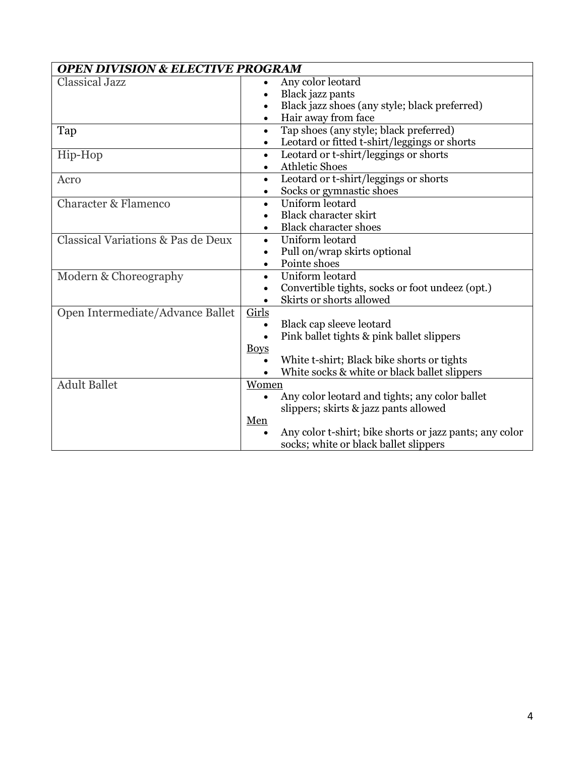| OPEN DIVISION & ELECTIVE PROGRAM | |
|---|---|
| Classical Jazz | • Any color leotard<br>• Black jazz pants<br>• Black jazz shoes (any style; black preferred)<br>• Hair away from face |
| Tap | • Tap shoes (any style; black preferred)<br>• Leotard or fitted t-shirt/leggings or shorts |
| Hip-Hop | • Leotard or t-shirt/leggings or shorts<br>• Athletic Shoes |
| Acro | • Leotard or t-shirt/leggings or shorts<br>• Socks or gymnastic shoes |
| Character & Flamenco | • Uniform leotard<br>• Black character skirt<br>• Black character shoes |
| Classical Variations & Pas de Deux | • Uniform leotard<br>• Pull on/wrap skirts optional<br>• Pointe shoes |
| Modern & Choreography | • Uniform leotard<br>• Convertible tights, socks or foot undeez (opt.)<br>• Skirts or shorts allowed |
| Open Intermediate/Advance Ballet | Girls<br>• Black cap sleeve leotard<br>• Pink ballet tights & pink ballet slippers<br>Boys<br>• White t-shirt; Black bike shorts or tights<br>• White socks & white or black ballet slippers |
| Adult Ballet | Women<br>• Any color leotard and tights; any color ballet slippers; skirts & jazz pants allowed<br>Men<br>• Any color t-shirt; bike shorts or jazz pants; any color socks; white or black ballet slippers |